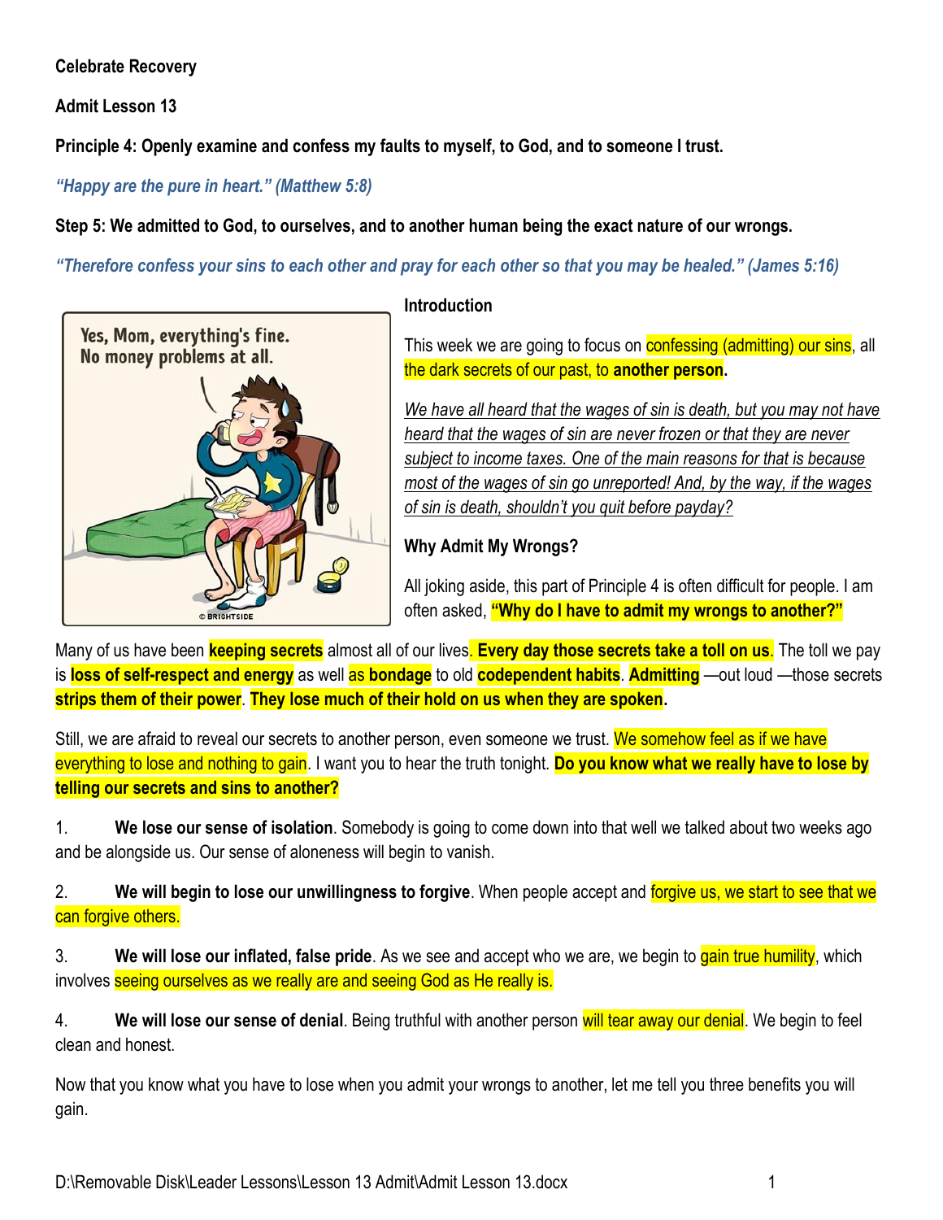**Celebrate Recovery**

**Admit Lesson 13**

**Principle 4: Openly examine and confess my faults to myself, to God, and to someone I trust.**

*"Happy are the pure in heart." (Matthew 5:8)*

**Step 5: We admitted to God, to ourselves, and to another human being the exact nature of our wrongs.**

*"Therefore confess your sins to each other and pray for each other so that you may be healed." (James 5:16)*

**Introduction**

This week we are going to focus on confessing (admitting) our sins, all the dark secrets of our past, to **another person.**

*We have all heard that the wages of sin is death, but you may not have heard that the wages of sin are never frozen or that they are never subject to income taxes. One of the main reasons for that is because most of the wages of sin go unreported! And, by the way, if the wages of sin is death, shouldn't you quit before payday?*

**Why Admit My Wrongs?**

All joking aside, this part of Principle 4 is often difficult for people. I am often asked, **"Why do I have to admit my wrongs to another?"**

Many of us have been **keeping secrets** almost all of our lives. **Every day those secrets take a toll on us**. The toll we pay is **loss of self-respect and energy** as well as **bondage** to old **codependent habits**. **Admitting** —out loud —those secrets **strips them of their power**. **They lose much of their hold on us when they are spoken.**

Still, we are afraid to reveal our secrets to another person, even someone we trust. We somehow feel as if we have everything to lose and nothing to gain. I want you to hear the truth tonight. **Do you know what we really have to lose by telling our secrets and sins to another?**

1. **We lose our sense of isolation**. Somebody is going to come down into that well we talked about two weeks ago and be alongside us. Our sense of aloneness will begin to vanish.

2. **We will begin to lose our unwillingness to forgive**. When people accept and forgive us, we start to see that we can forgive others.

3. **We will lose our inflated, false pride**. As we see and accept who we are, we begin to gain true humility, which involves seeing ourselves as we really are and seeing God as He really is.

4. **We will lose our sense of denial**. Being truthful with another person will tear away our denial. We begin to feel clean and honest.

Now that you know what you have to lose when you admit your wrongs to another, let me tell you three benefits you will gain.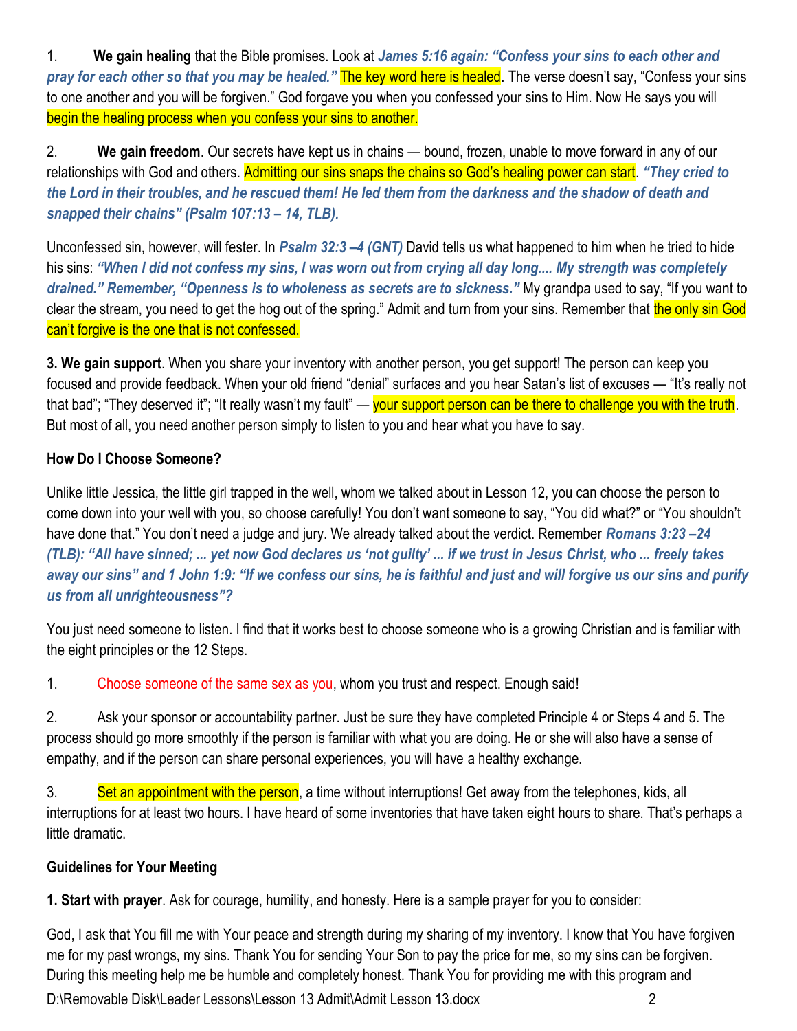1. **We gain healing** that the Bible promises. Look at ***James 5:16 again: "Confess your sins to each other and pray for each other so that you may be healed."*** The key word here is healed. The verse doesn't say, "Confess your sins to one another and you will be forgiven." God forgave you when you confessed your sins to Him. Now He says you will begin the healing process when you confess your sins to another.

2. **We gain freedom**. Our secrets have kept us in chains — bound, frozen, unable to move forward in any of our relationships with God and others. Admitting our sins snaps the chains so God's healing power can start. ***"They cried to the Lord in their troubles, and he rescued them! He led them from the darkness and the shadow of death and snapped their chains" (Psalm 107:13 – 14, TLB).***

Unconfessed sin, however, will fester. In ***Psalm 32:3 –4 (GNT)*** David tells us what happened to him when he tried to hide his sins: ***"When I did not confess my sins, I was worn out from crying all day long.... My strength was completely drained." Remember, "Openness is to wholeness as secrets are to sickness."*** My grandpa used to say, "If you want to clear the stream, you need to get the hog out of the spring." Admit and turn from your sins. Remember that the only sin God can't forgive is the one that is not confessed.

**3. We gain support**. When you share your inventory with another person, you get support! The person can keep you focused and provide feedback. When your old friend "denial" surfaces and you hear Satan's list of excuses — "It's really not that bad"; "They deserved it"; "It really wasn't my fault" — your support person can be there to challenge you with the truth. But most of all, you need another person simply to listen to you and hear what you have to say.

**How Do I Choose Someone?**

Unlike little Jessica, the little girl trapped in the well, whom we talked about in Lesson 12, you can choose the person to come down into your well with you, so choose carefully! You don't want someone to say, "You did what?" or "You shouldn't have done that." You don't need a judge and jury. We already talked about the verdict. Remember ***Romans 3:23 –24 (TLB): "All have sinned; ... yet now God declares us 'not guilty' ... if we trust in Jesus Christ, who ... freely takes away our sins" and 1 John 1:9: "If we confess our sins, he is faithful and just and will forgive us our sins and purify us from all unrighteousness"?***

You just need someone to listen. I find that it works best to choose someone who is a growing Christian and is familiar with the eight principles or the 12 Steps.

1. Choose someone of the same sex as you, whom you trust and respect. Enough said!

2. Ask your sponsor or accountability partner. Just be sure they have completed Principle 4 or Steps 4 and 5. The process should go more smoothly if the person is familiar with what you are doing. He or she will also have a sense of empathy, and if the person can share personal experiences, you will have a healthy exchange.

3. Set an appointment with the person, a time without interruptions! Get away from the telephones, kids, all interruptions for at least two hours. I have heard of some inventories that have taken eight hours to share. That's perhaps a little dramatic.

**Guidelines for Your Meeting**

**1. Start with prayer**. Ask for courage, humility, and honesty. Here is a sample prayer for you to consider:

God, I ask that You fill me with Your peace and strength during my sharing of my inventory. I know that You have forgiven me for my past wrongs, my sins. Thank You for sending Your Son to pay the price for me, so my sins can be forgiven. During this meeting help me be humble and completely honest. Thank You for providing me with this program and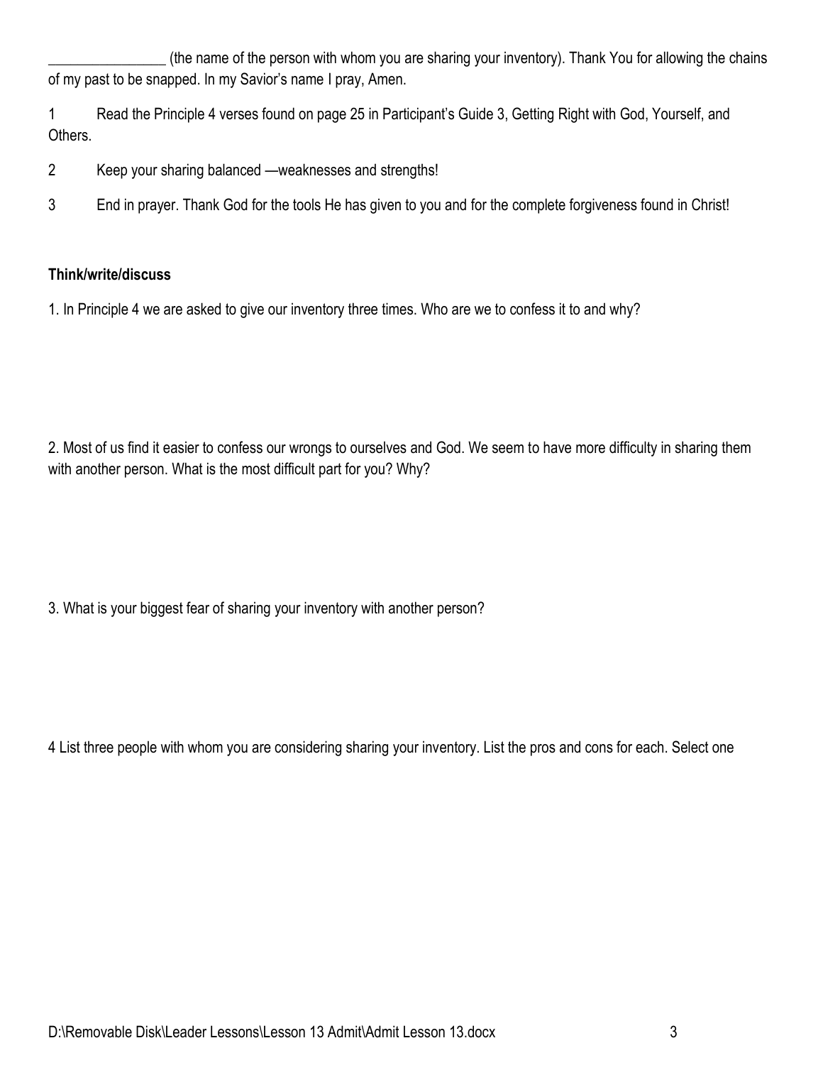________________ (the name of the person with whom you are sharing your inventory). Thank You for allowing the chains of my past to be snapped. In my Savior's name I pray, Amen.

1 Read the Principle 4 verses found on page 25 in Participant's Guide 3, Getting Right with God, Yourself, and Others.

2 Keep your sharing balanced —weaknesses and strengths!

3 End in prayer. Thank God for the tools He has given to you and for the complete forgiveness found in Christ!

**Think/write/discuss**

1. In Principle 4 we are asked to give our inventory three times. Who are we to confess it to and why?

2. Most of us find it easier to confess our wrongs to ourselves and God. We seem to have more difficulty in sharing them with another person. What is the most difficult part for you? Why?

3. What is your biggest fear of sharing your inventory with another person?

4 List three people with whom you are considering sharing your inventory. List the pros and cons for each. Select one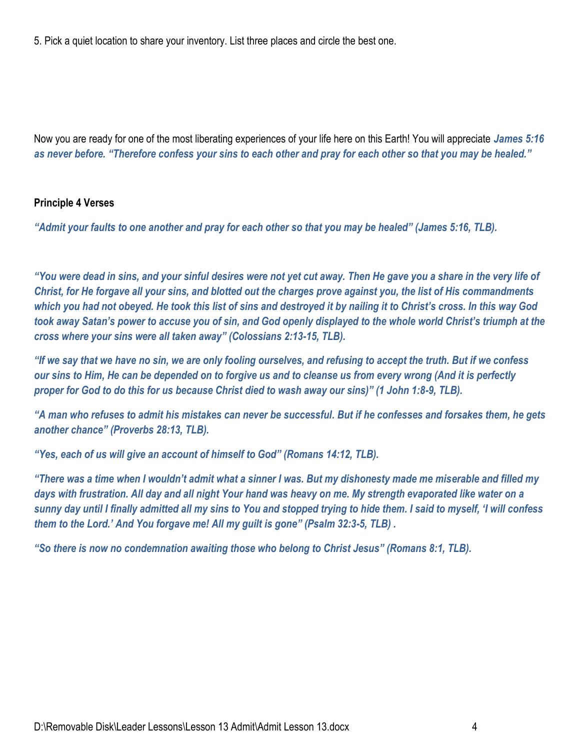5. Pick a quiet location to share your inventory. List three places and circle the best one.

Now you are ready for one of the most liberating experiences of your life here on this Earth! You will appreciate ***James 5:16 as never before. "Therefore confess your sins to each other and pray for each other so that you may be healed."***

**Principle 4 Verses**

***"Admit your faults to one another and pray for each other so that you may be healed" (James 5:16, TLB).***

***"You were dead in sins, and your sinful desires were not yet cut away. Then He gave you a share in the very life of Christ, for He forgave all your sins, and blotted out the charges prove against you, the list of His commandments which you had not obeyed. He took this list of sins and destroyed it by nailing it to Christ's cross. In this way God took away Satan's power to accuse you of sin, and God openly displayed to the whole world Christ's triumph at the cross where your sins were all taken away" (Colossians 2:13-15, TLB).***

***"If we say that we have no sin, we are only fooling ourselves, and refusing to accept the truth. But if we confess our sins to Him, He can be depended on to forgive us and to cleanse us from every wrong (And it is perfectly proper for God to do this for us because Christ died to wash away our sins)" (1 John 1:8-9, TLB).***

***"A man who refuses to admit his mistakes can never be successful. But if he confesses and forsakes them, he gets another chance" (Proverbs 28:13, TLB).***

***"Yes, each of us will give an account of himself to God" (Romans 14:12, TLB).***

***"There was a time when I wouldn't admit what a sinner I was. But my dishonesty made me miserable and filled my days with frustration. All day and all night Your hand was heavy on me. My strength evaporated like water on a sunny day until I finally admitted all my sins to You and stopped trying to hide them. I said to myself, 'I will confess them to the Lord.' And You forgave me! All my guilt is gone" (Psalm 32:3-5, TLB) .***

***"So there is now no condemnation awaiting those who belong to Christ Jesus" (Romans 8:1, TLB).***